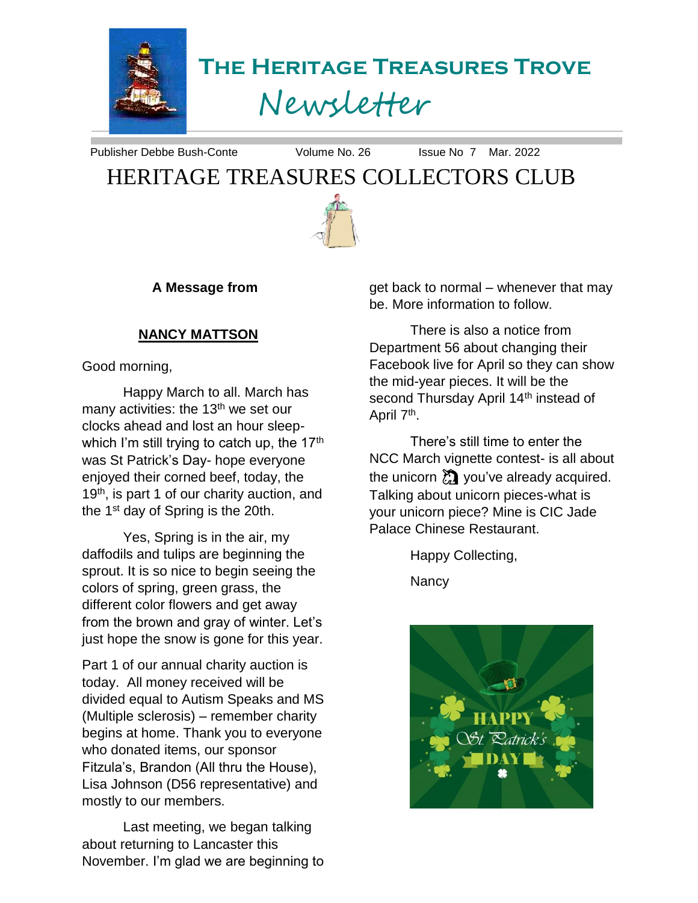# The Heritage Treasures Trove Newsletter

Publisher Debbe Bush-Conte Volume No. 26 Issue No 7 Mar. 2022

## HERITAGE TREASURES COLLECTORS CLUB

**A Message from**

**NANCY MATTSON**

Good morning,

Happy March to all. March has many activities: the 13th we set our clocks ahead and lost an hour sleep- which I'm still trying to catch up, the 17th was St Patrick's Day- hope everyone enjoyed their corned beef, today, the 19th, is part 1 of our charity auction, and the 1st day of Spring is the 20th.

Yes, Spring is in the air, my daffodils and tulips are beginning the sprout. It is so nice to begin seeing the colors of spring, green grass, the different color flowers and get away from the brown and gray of winter. Let's just hope the snow is gone for this year.

Part 1 of our annual charity auction is today. All money received will be divided equal to Autism Speaks and MS (Multiple sclerosis) – remember charity begins at home. Thank you to everyone who donated items, our sponsor Fitzula's, Brandon (All thru the House), Lisa Johnson (D56 representative) and mostly to our members.

Last meeting, we began talking about returning to Lancaster this November. I'm glad we are beginning to get back to normal – whenever that may be. More information to follow.

There is also a notice from Department 56 about changing their Facebook live for April so they can show the mid-year pieces. It will be the second Thursday April 14th instead of April 7th.

There's still time to enter the NCC March vignette contest- is all about the unicorn 🦄 you've already acquired. Talking about unicorn pieces-what is your unicorn piece? Mine is CIC Jade Palace Chinese Restaurant.

Happy Collecting,

Nancy

HAPPY St. Patrick's DAY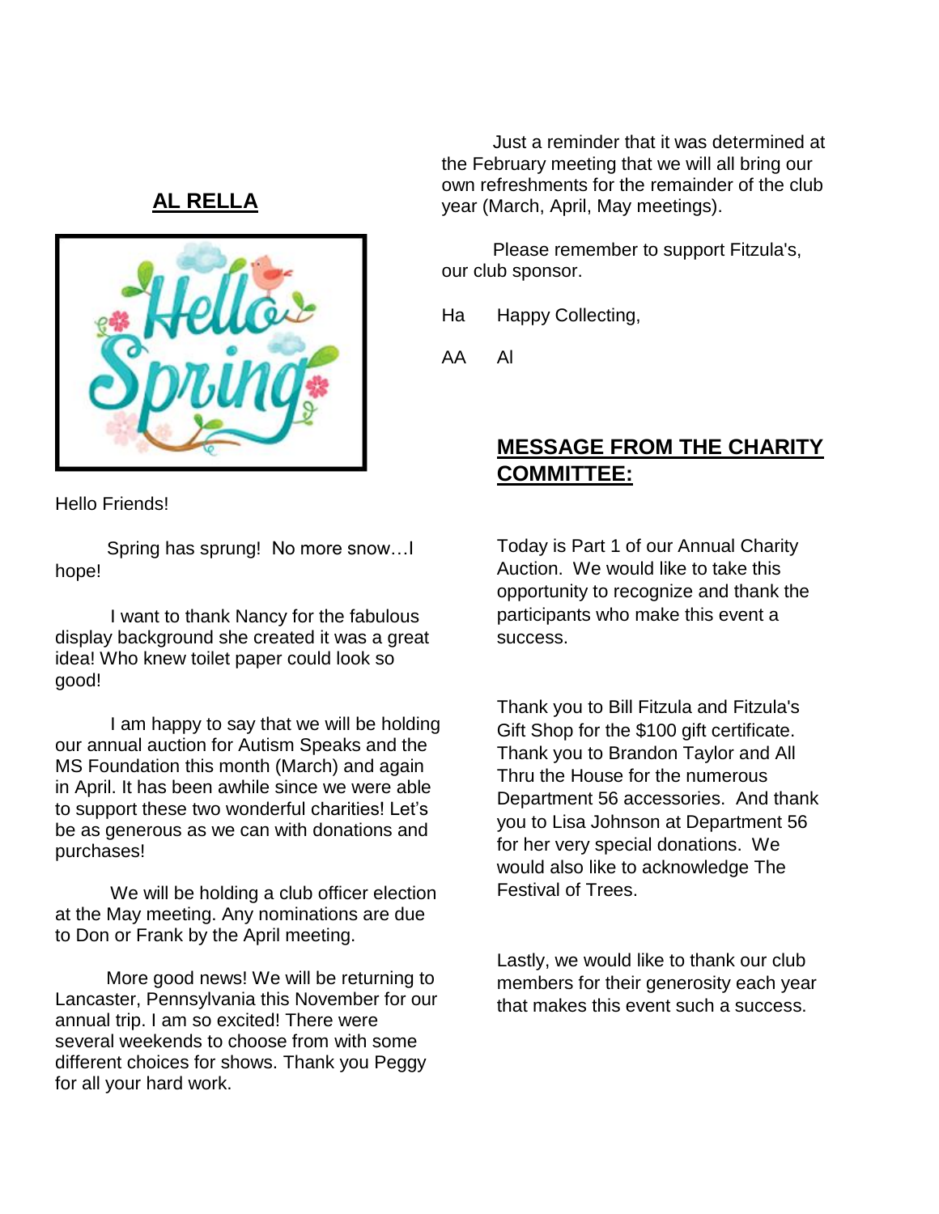## AL RELLA

Hello Friends!

Spring has sprung! No more snow…I hope!

I want to thank Nancy for the fabulous display background she created it was a great idea! Who knew toilet paper could look so good!

I am happy to say that we will be holding our annual auction for Autism Speaks and the MS Foundation this month (March) and again in April. It has been awhile since we were able to support these two wonderful charities! Let's be as generous as we can with donations and purchases!

We will be holding a club officer election at the May meeting. Any nominations are due to Don or Frank by the April meeting.

More good news! We will be returning to Lancaster, Pennsylvania this November for our annual trip. I am so excited! There were several weekends to choose from with some different choices for shows. Thank you Peggy for all your hard work.

Just a reminder that it was determined at the February meeting that we will all bring our own refreshments for the remainder of the club year (March, April, May meetings).

Please remember to support Fitzula's, our club sponsor.

Ha Happy Collecting,

AA Al

## MESSAGE FROM THE CHARITY COMMITTEE:

Today is Part 1 of our Annual Charity Auction. We would like to take this opportunity to recognize and thank the participants who make this event a success.

Thank you to Bill Fitzula and Fitzula's Gift Shop for the $100 gift certificate. Thank you to Brandon Taylor and All Thru the House for the numerous Department 56 accessories. And thank you to Lisa Johnson at Department 56 for her very special donations. We would also like to acknowledge The Festival of Trees.

Lastly, we would like to thank our club members for their generosity each year that makes this event such a success.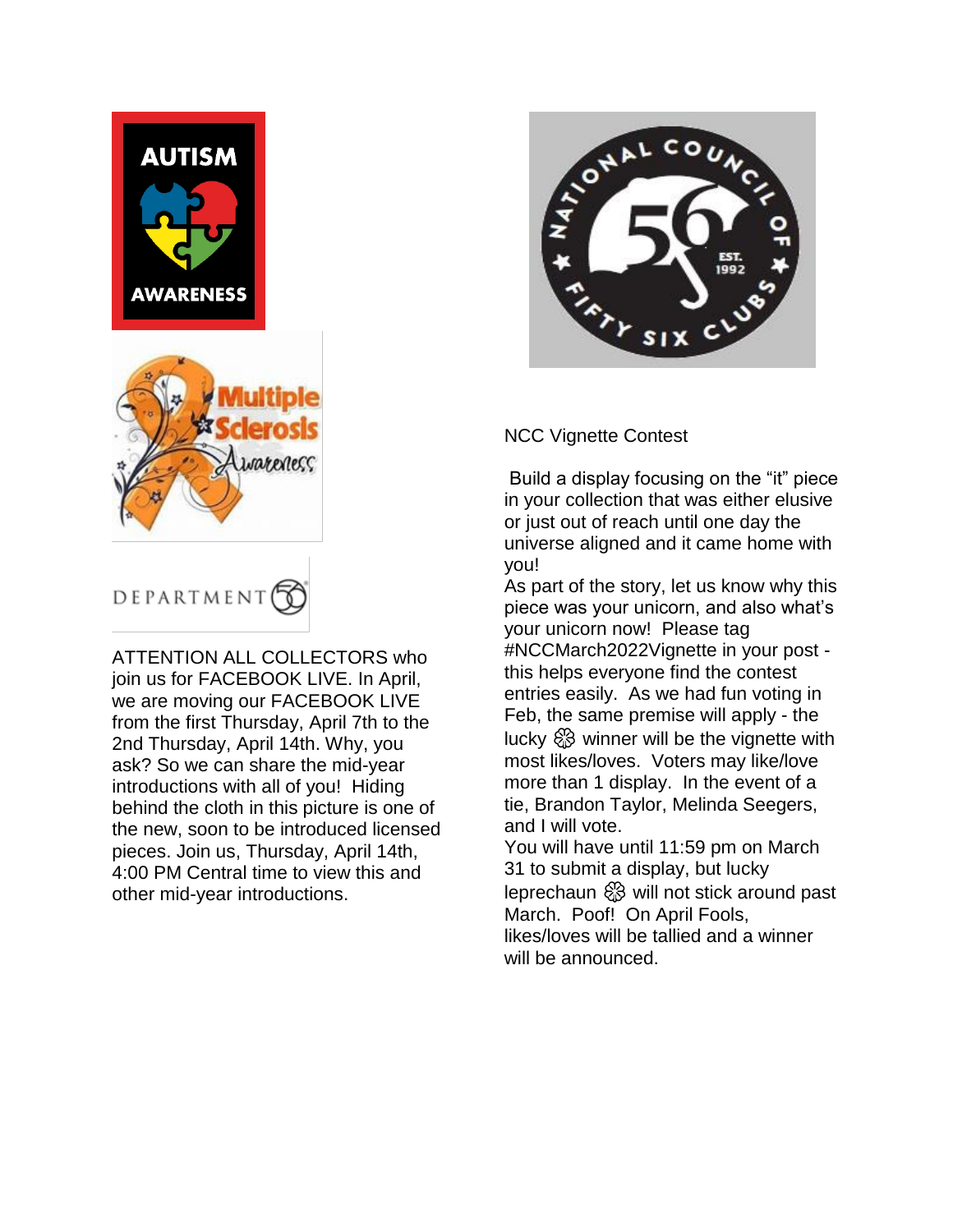ATTENTION ALL COLLECTORS who join us for FACEBOOK LIVE. In April, we are moving our FACEBOOK LIVE from the first Thursday, April 7th to the 2nd Thursday, April 14th. Why, you ask? So we can share the mid-year introductions with all of you! Hiding behind the cloth in this picture is one of the new, soon to be introduced licensed pieces. Join us, Thursday, April 14th, 4:00 PM Central time to view this and other mid-year introductions.

NCC Vignette Contest

Build a display focusing on the "it" piece in your collection that was either elusive or just out of reach until one day the universe aligned and it came home with you!

As part of the story, let us know why this piece was your unicorn, and also what's your unicorn now! Please tag #NCCMarch2022Vignette in your post - this helps everyone find the contest entries easily. As we had fun voting in Feb, the same premise will apply - the lucky 🍀 winner will be the vignette with most likes/loves. Voters may like/love more than 1 display. In the event of a tie, Brandon Taylor, Melinda Seegers, and I will vote.

You will have until 11:59 pm on March 31 to submit a display, but lucky leprechaun 🍀 will not stick around past March. Poof! On April Fools, likes/loves will be tallied and a winner will be announced.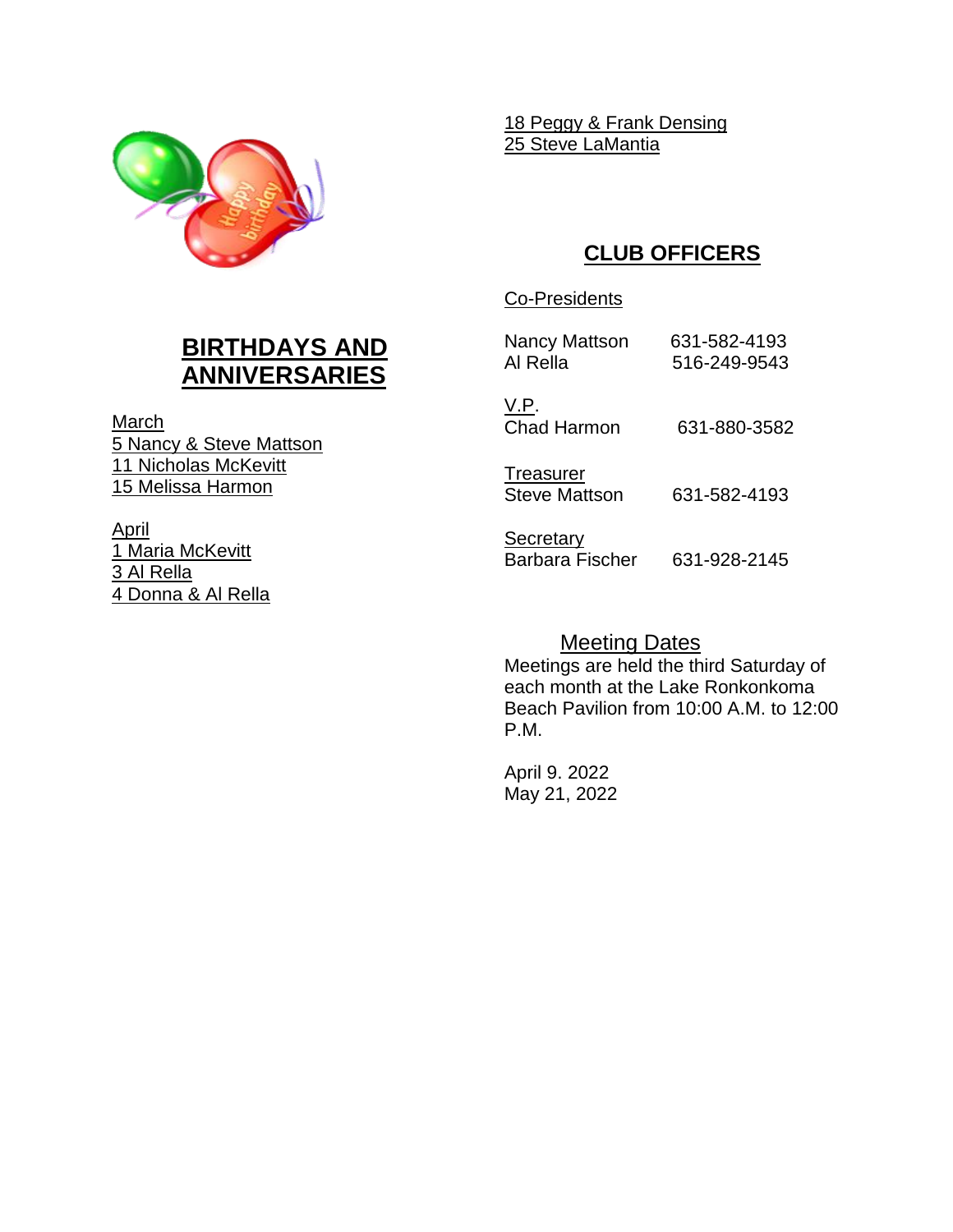## BIRTHDAYS AND ANNIVERSARIES

March
5 Nancy & Steve Mattson
11 Nicholas McKevitt
15 Melissa Harmon

April
1 Maria McKevitt
3 Al Rella
4 Donna & Al Rella
18 Peggy & Frank Densing
25 Steve LaMantia

## CLUB OFFICERS

Co-Presidents

Nancy Mattson 631-582-4193
Al Rella 516-249-9543

V.P.
Chad Harmon 631-880-3582

Treasurer
Steve Mattson 631-582-4193

Secretary
Barbara Fischer 631-928-2145

### Meeting Dates

Meetings are held the third Saturday of each month at the Lake Ronkonkoma Beach Pavilion from 10:00 A.M. to 12:00 P.M.

April 9. 2022
May 21, 2022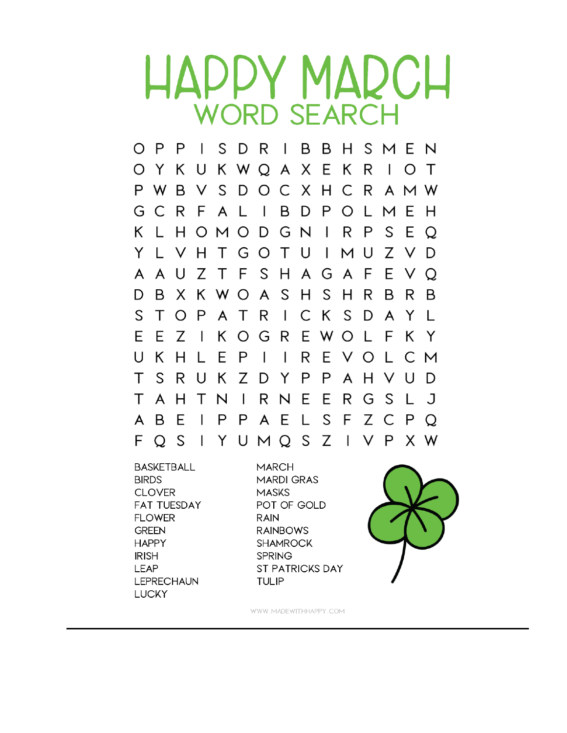# HAPPY MARCH

## WORD SEARCH

```
O P P I S D R I B B H S M E N
O Y K U K W Q A X E K R I O T
P W B V S D O C X H C R A M W
G C R F A L I B D P O L M E H
K L H O M O D G N I R P S E Q
Y L V H T G O T U I M U Z V D
A A U Z T F S H A G A F E V Q
D B X K W O A S H S H R B R B
S T O P A T R I C K S D A Y L
E E Z I K O G R E W O L F K Y
U K H L E P I I R E V O L C M
T S R U K Z D Y P P A H V U D
T A H T N I R N E E R G S L J
A B E I P P A E L S F Z C P Q
F Q S I Y U M Q S Z I V P X W
```

BASKETBALL
BIRDS
CLOVER
FAT TUESDAY
FLOWER
GREEN
HAPPY
IRISH
LEAP
LEPRECHAUN
LUCKY
MARCH
MARDI GRAS
MASKS
POT OF GOLD
RAIN
RAINBOWS
SHAMROCK
SPRING
ST PATRICKS DAY
TULIP

WWW.MADEWITHHAPPY.COM